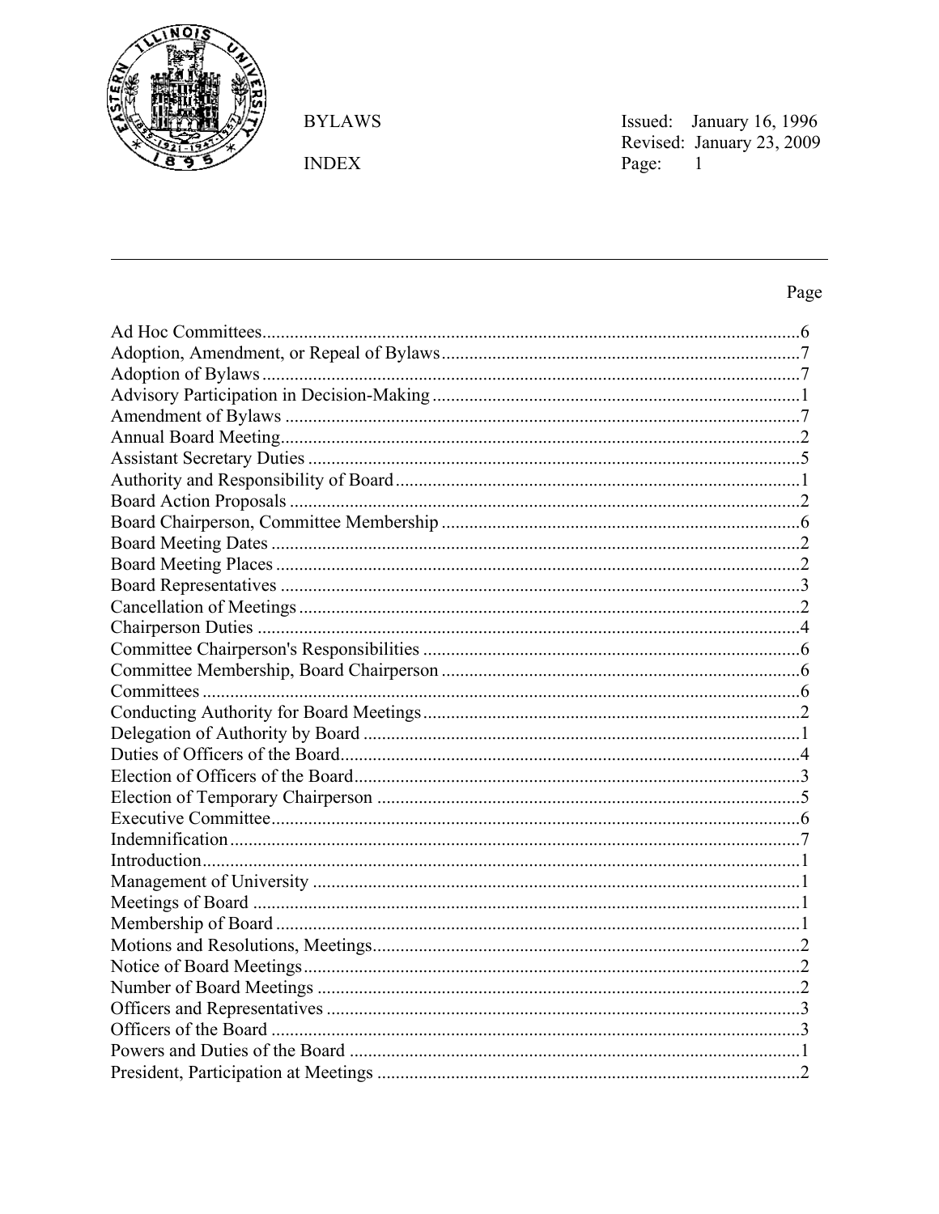BYLAWS

INDEX

Issued: January 16, 1996
Revised: January 23, 2009

| | Page |
|---|---|
| Ad Hoc Committees | 6 |
| Adoption, Amendment, or Repeal of Bylaws | 7 |
| Adoption of Bylaws | 7 |
| Advisory Participation in Decision-Making | 1 |
| Amendment of Bylaws | 7 |
| Annual Board Meeting | 2 |
| Assistant Secretary Duties | 5 |
| Authority and Responsibility of Board | 1 |
| Board Action Proposals | 2 |
| Board Chairperson, Committee Membership | 6 |
| Board Meeting Dates | 2 |
| Board Meeting Places | 2 |
| Board Representatives | 3 |
| Cancellation of Meetings | 2 |
| Chairperson Duties | 4 |
| Committee Chairperson's Responsibilities | 6 |
| Committee Membership, Board Chairperson | 6 |
| Committees | 6 |
| Conducting Authority for Board Meetings | 2 |
| Delegation of Authority by Board | 1 |
| Duties of Officers of the Board | 4 |
| Election of Officers of the Board | 3 |
| Election of Temporary Chairperson | 5 |
| Executive Committee | 6 |
| Indemnification | 7 |
| Introduction | 1 |
| Management of University | 1 |
| Meetings of Board | 1 |
| Membership of Board | 1 |
| Motions and Resolutions, Meetings | 2 |
| Notice of Board Meetings | 2 |
| Number of Board Meetings | 2 |
| Officers and Representatives | 3 |
| Officers of the Board | 3 |
| Powers and Duties of the Board | 1 |
| President, Participation at Meetings | 2 |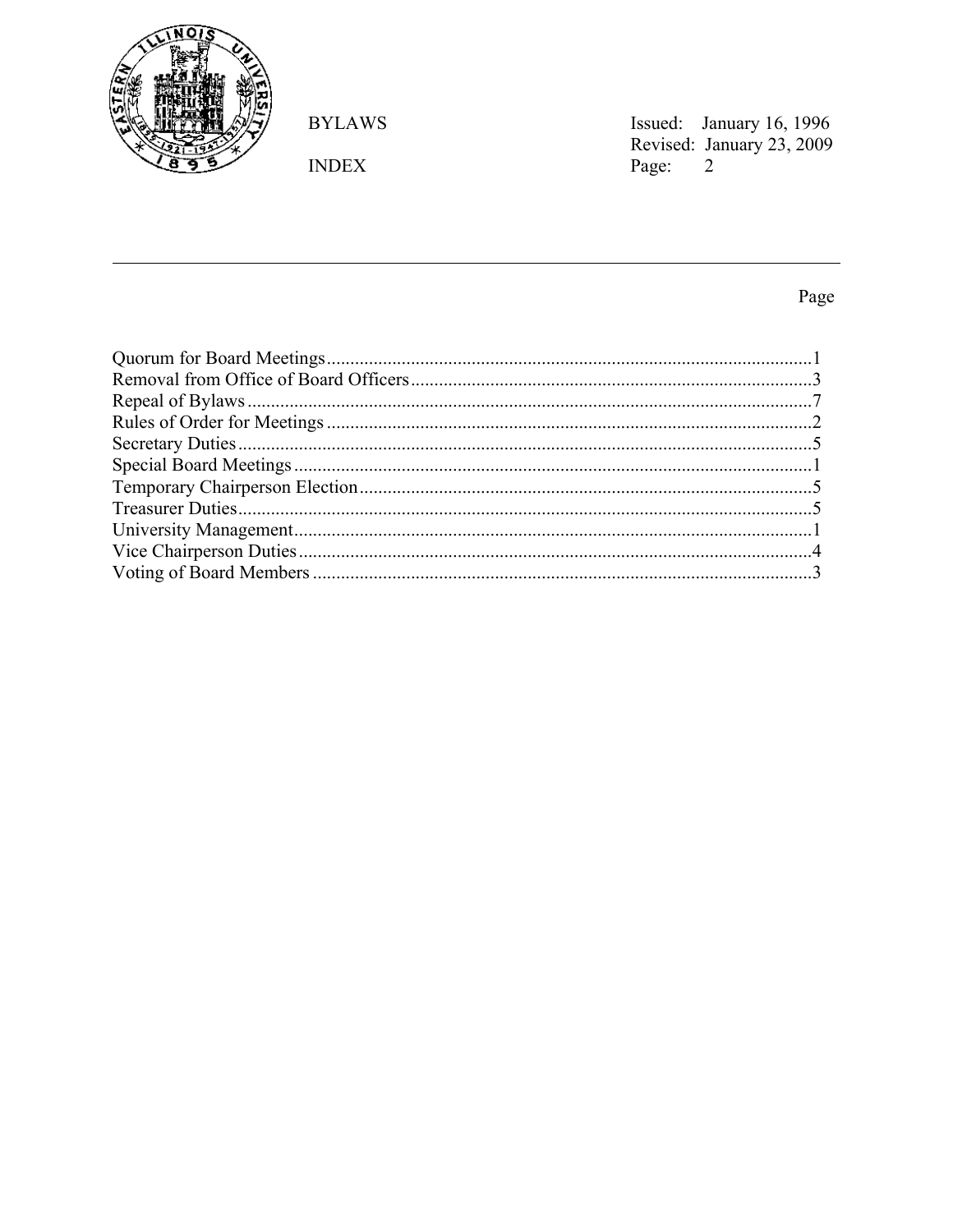| Index | Page |
| --- | --- |
| Quorum for Board Meetings | 1 |
| Removal from Office of Board Officers | 3 |
| Repeal of Bylaws | 7 |
| Rules of Order for Meetings | 2 |
| Secretary Duties | 5 |
| Special Board Meetings | 1 |
| Temporary Chairperson Election | 5 |
| Treasurer Duties | 5 |
| University Management | 1 |
| Vice Chairperson Duties | 4 |
| Voting of Board Members | 3 |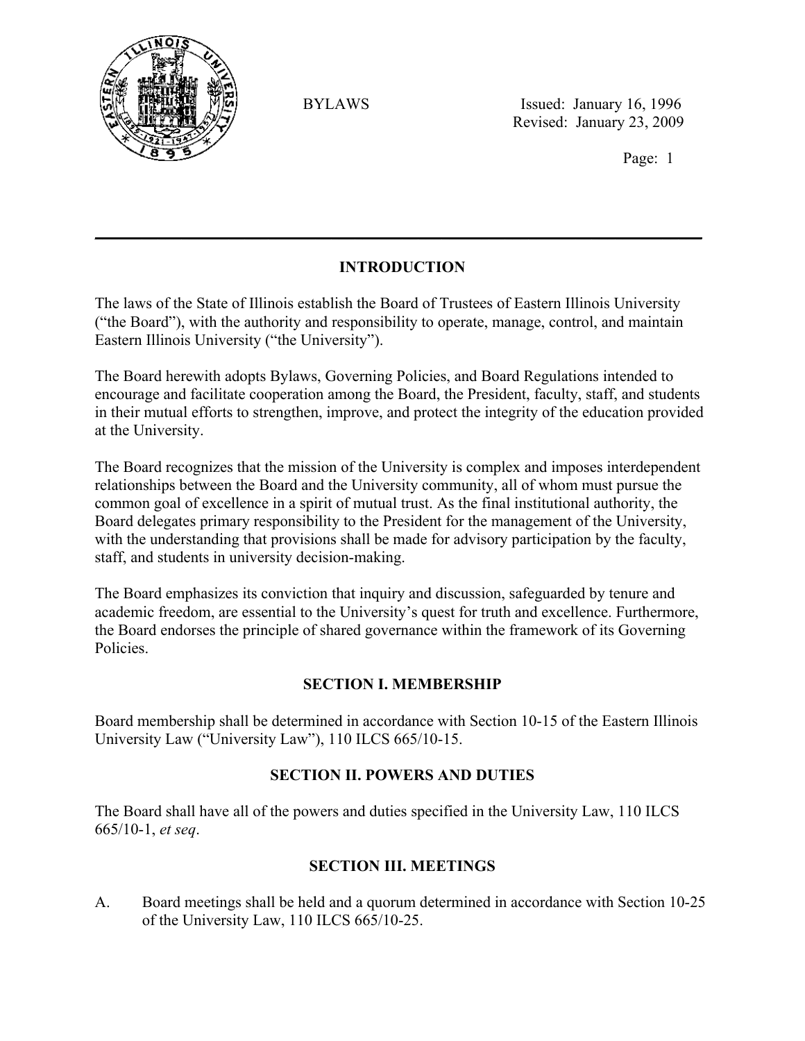## INTRODUCTION

The laws of the State of Illinois establish the Board of Trustees of Eastern Illinois University (“the Board”), with the authority and responsibility to operate, manage, control, and maintain Eastern Illinois University (“the University”).

The Board herewith adopts Bylaws, Governing Policies, and Board Regulations intended to encourage and facilitate cooperation among the Board, the President, faculty, staff, and students in their mutual efforts to strengthen, improve, and protect the integrity of the education provided at the University.

The Board recognizes that the mission of the University is complex and imposes interdependent relationships between the Board and the University community, all of whom must pursue the common goal of excellence in a spirit of mutual trust. As the final institutional authority, the Board delegates primary responsibility to the President for the management of the University, with the understanding that provisions shall be made for advisory participation by the faculty, staff, and students in university decision-making.

The Board emphasizes its conviction that inquiry and discussion, safeguarded by tenure and academic freedom, are essential to the University’s quest for truth and excellence. Furthermore, the Board endorses the principle of shared governance within the framework of its Governing Policies.

## SECTION I. MEMBERSHIP

Board membership shall be determined in accordance with Section 10-15 of the Eastern Illinois University Law (“University Law”), 110 ILCS 665/10-15.

## SECTION II. POWERS AND DUTIES

The Board shall have all of the powers and duties specified in the University Law, 110 ILCS 665/10-1, *et seq*.

## SECTION III. MEETINGS

A. Board meetings shall be held and a quorum determined in accordance with Section 10-25 of the University Law, 110 ILCS 665/10-25.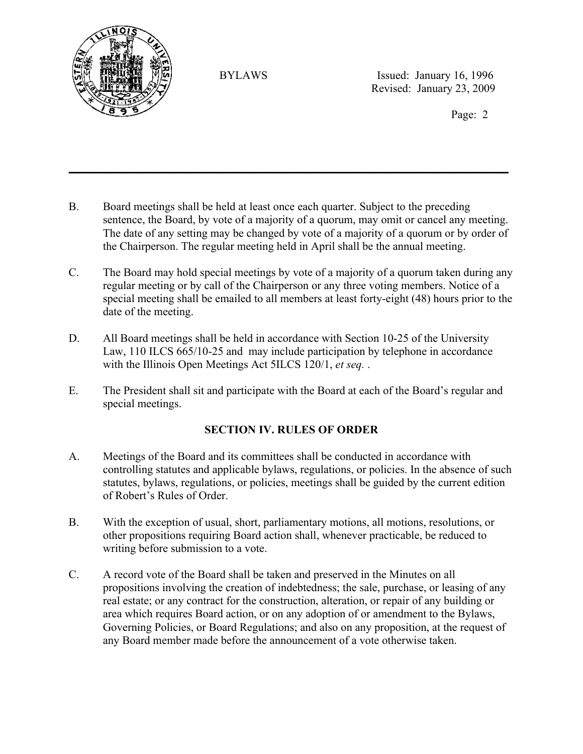B. Board meetings shall be held at least once each quarter. Subject to the preceding sentence, the Board, by vote of a majority of a quorum, may omit or cancel any meeting. The date of any setting may be changed by vote of a majority of a quorum or by order of the Chairperson. The regular meeting held in April shall be the annual meeting.

C. The Board may hold special meetings by vote of a majority of a quorum taken during any regular meeting or by call of the Chairperson or any three voting members. Notice of a special meeting shall be emailed to all members at least forty-eight (48) hours prior to the date of the meeting.

D. All Board meetings shall be held in accordance with Section 10-25 of the University Law, 110 ILCS 665/10-25 and may include participation by telephone in accordance with the Illinois Open Meetings Act 5ILCS 120/1, *et seq.* .

E. The President shall sit and participate with the Board at each of the Board's regular and special meetings.

## SECTION IV. RULES OF ORDER

A. Meetings of the Board and its committees shall be conducted in accordance with controlling statutes and applicable bylaws, regulations, or policies. In the absence of such statutes, bylaws, regulations, or policies, meetings shall be guided by the current edition of Robert's Rules of Order.

B. With the exception of usual, short, parliamentary motions, all motions, resolutions, or other propositions requiring Board action shall, whenever practicable, be reduced to writing before submission to a vote.

C. A record vote of the Board shall be taken and preserved in the Minutes on all propositions involving the creation of indebtedness; the sale, purchase, or leasing of any real estate; or any contract for the construction, alteration, or repair of any building or area which requires Board action, or on any adoption of or amendment to the Bylaws, Governing Policies, or Board Regulations; and also on any proposition, at the request of any Board member made before the announcement of a vote otherwise taken.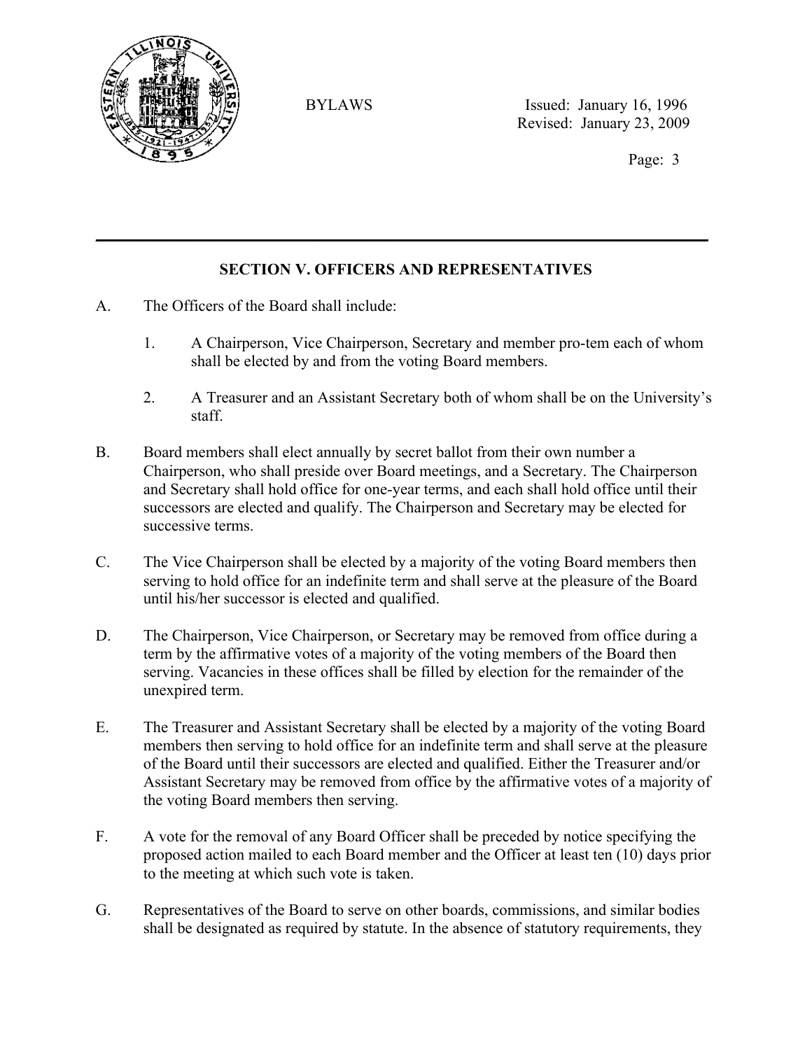## SECTION V. OFFICERS AND REPRESENTATIVES

A. The Officers of the Board shall include:

   1. A Chairperson, Vice Chairperson, Secretary and member pro-tem each of whom shall be elected by and from the voting Board members.

   2. A Treasurer and an Assistant Secretary both of whom shall be on the University's staff.

B. Board members shall elect annually by secret ballot from their own number a Chairperson, who shall preside over Board meetings, and a Secretary. The Chairperson and Secretary shall hold office for one-year terms, and each shall hold office until their successors are elected and qualify. The Chairperson and Secretary may be elected for successive terms.

C. The Vice Chairperson shall be elected by a majority of the voting Board members then serving to hold office for an indefinite term and shall serve at the pleasure of the Board until his/her successor is elected and qualified.

D. The Chairperson, Vice Chairperson, or Secretary may be removed from office during a term by the affirmative votes of a majority of the voting members of the Board then serving. Vacancies in these offices shall be filled by election for the remainder of the unexpired term.

E. The Treasurer and Assistant Secretary shall be elected by a majority of the voting Board members then serving to hold office for an indefinite term and shall serve at the pleasure of the Board until their successors are elected and qualified. Either the Treasurer and/or Assistant Secretary may be removed from office by the affirmative votes of a majority of the voting Board members then serving.

F. A vote for the removal of any Board Officer shall be preceded by notice specifying the proposed action mailed to each Board member and the Officer at least ten (10) days prior to the meeting at which such vote is taken.

G. Representatives of the Board to serve on other boards, commissions, and similar bodies shall be designated as required by statute. In the absence of statutory requirements, they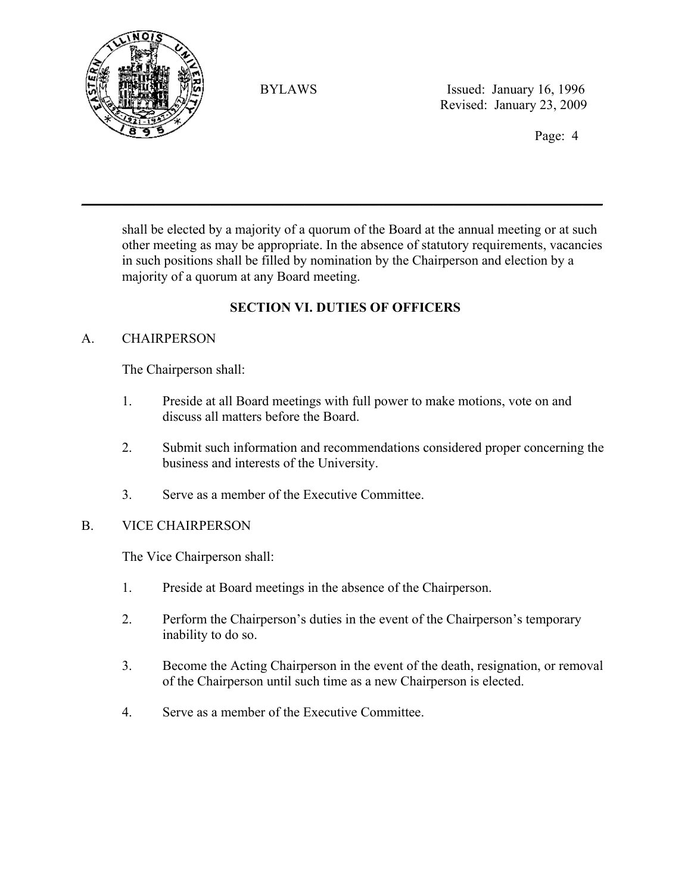shall be elected by a majority of a quorum of the Board at the annual meeting or at such other meeting as may be appropriate. In the absence of statutory requirements, vacancies in such positions shall be filled by nomination by the Chairperson and election by a majority of a quorum at any Board meeting.

## SECTION VI. DUTIES OF OFFICERS

### A. CHAIRPERSON

The Chairperson shall:

1. Preside at all Board meetings with full power to make motions, vote on and discuss all matters before the Board.
2. Submit such information and recommendations considered proper concerning the business and interests of the University.
3. Serve as a member of the Executive Committee.

### B. VICE CHAIRPERSON

The Vice Chairperson shall:

1. Preside at Board meetings in the absence of the Chairperson.
2. Perform the Chairperson's duties in the event of the Chairperson's temporary inability to do so.
3. Become the Acting Chairperson in the event of the death, resignation, or removal of the Chairperson until such time as a new Chairperson is elected.
4. Serve as a member of the Executive Committee.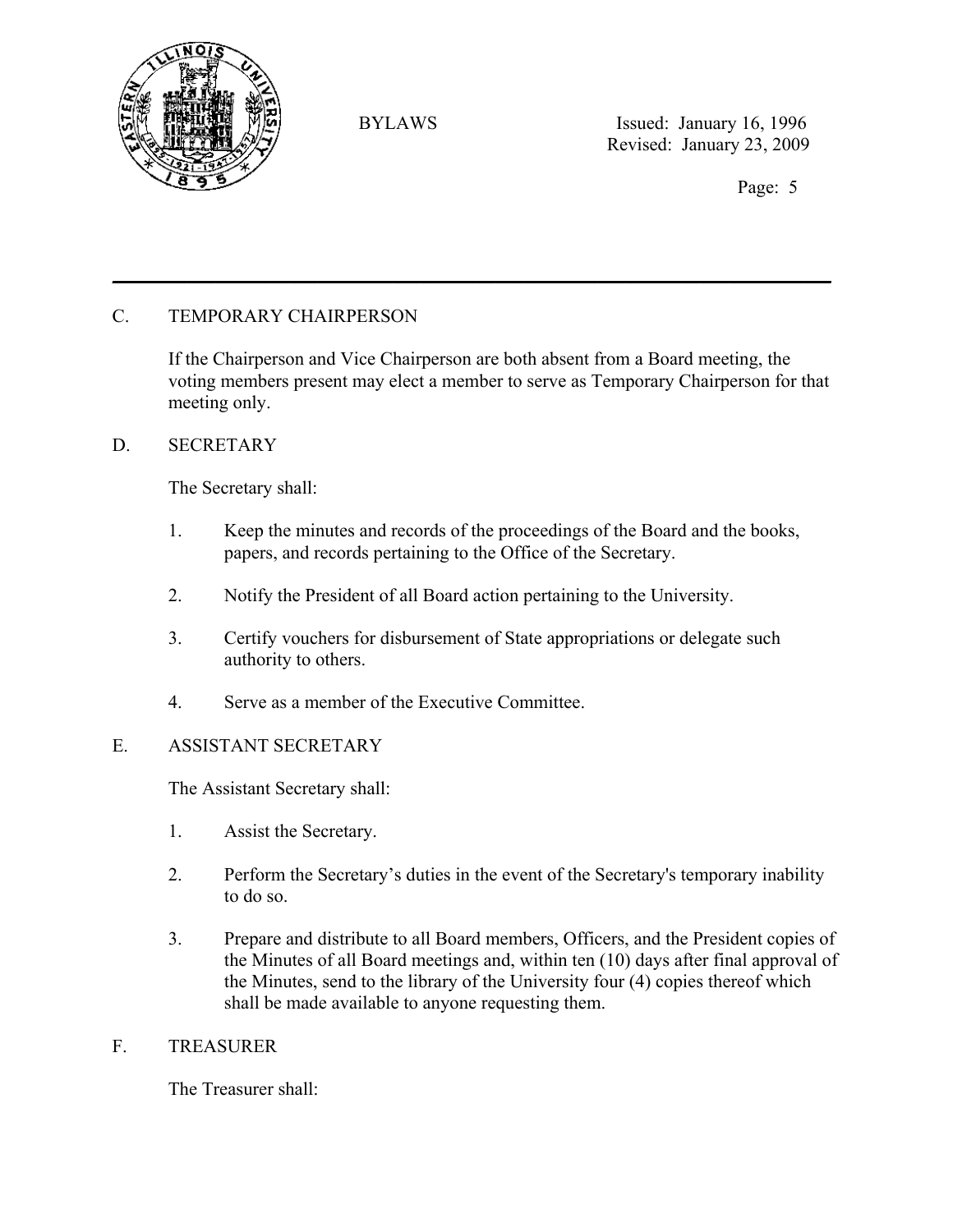## C. TEMPORARY CHAIRPERSON

If the Chairperson and Vice Chairperson are both absent from a Board meeting, the voting members present may elect a member to serve as Temporary Chairperson for that meeting only.

## D. SECRETARY

The Secretary shall:

1. Keep the minutes and records of the proceedings of the Board and the books, papers, and records pertaining to the Office of the Secretary.

2. Notify the President of all Board action pertaining to the University.

3. Certify vouchers for disbursement of State appropriations or delegate such authority to others.

4. Serve as a member of the Executive Committee.

## E. ASSISTANT SECRETARY

The Assistant Secretary shall:

1. Assist the Secretary.

2. Perform the Secretary's duties in the event of the Secretary's temporary inability to do so.

3. Prepare and distribute to all Board members, Officers, and the President copies of the Minutes of all Board meetings and, within ten (10) days after final approval of the Minutes, send to the library of the University four (4) copies thereof which shall be made available to anyone requesting them.

## F. TREASURER

The Treasurer shall: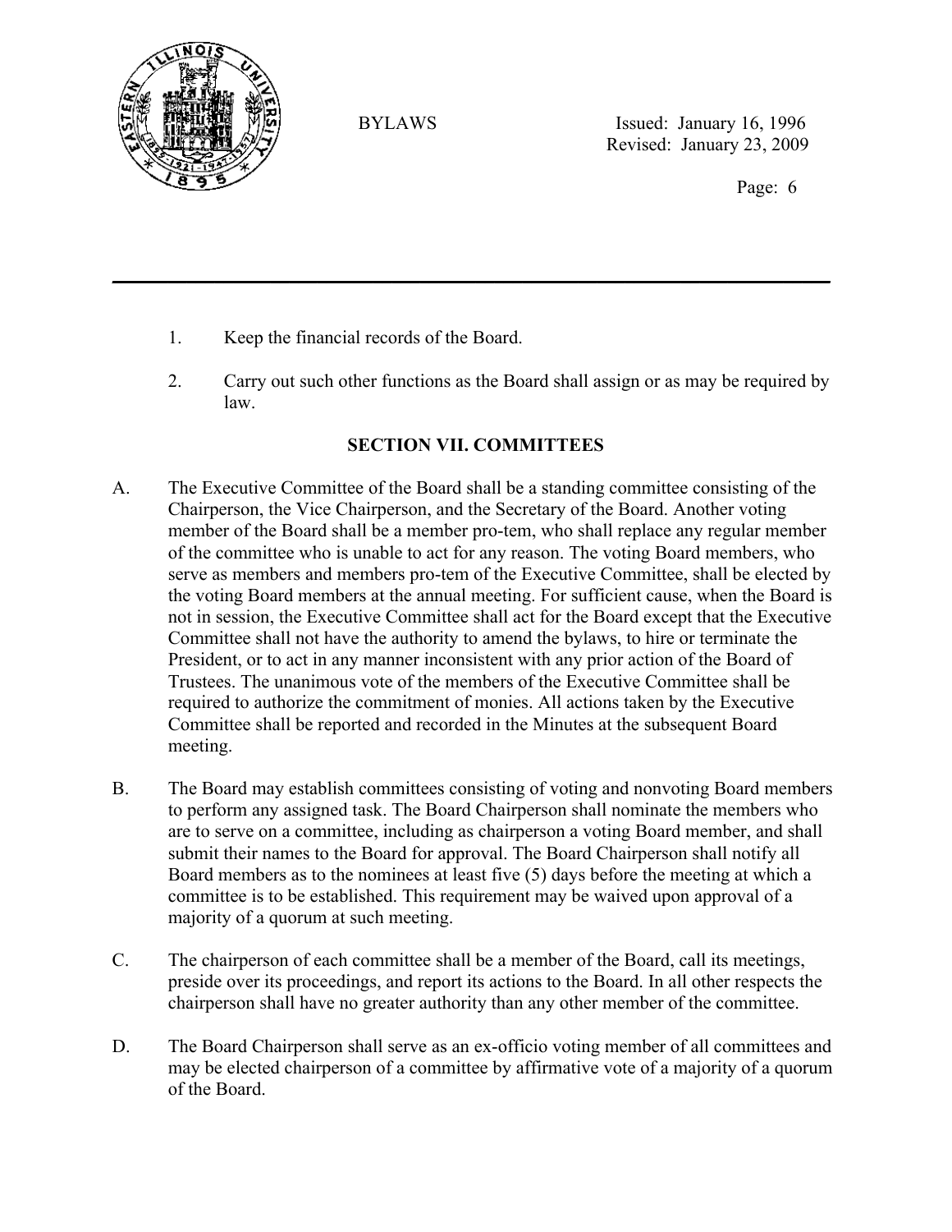1. Keep the financial records of the Board.

2. Carry out such other functions as the Board shall assign or as may be required by law.

## SECTION VII. COMMITTEES

A. The Executive Committee of the Board shall be a standing committee consisting of the Chairperson, the Vice Chairperson, and the Secretary of the Board. Another voting member of the Board shall be a member pro-tem, who shall replace any regular member of the committee who is unable to act for any reason. The voting Board members, who serve as members and members pro-tem of the Executive Committee, shall be elected by the voting Board members at the annual meeting. For sufficient cause, when the Board is not in session, the Executive Committee shall act for the Board except that the Executive Committee shall not have the authority to amend the bylaws, to hire or terminate the President, or to act in any manner inconsistent with any prior action of the Board of Trustees. The unanimous vote of the members of the Executive Committee shall be required to authorize the commitment of monies. All actions taken by the Executive Committee shall be reported and recorded in the Minutes at the subsequent Board meeting.

B. The Board may establish committees consisting of voting and nonvoting Board members to perform any assigned task. The Board Chairperson shall nominate the members who are to serve on a committee, including as chairperson a voting Board member, and shall submit their names to the Board for approval. The Board Chairperson shall notify all Board members as to the nominees at least five (5) days before the meeting at which a committee is to be established. This requirement may be waived upon approval of a majority of a quorum at such meeting.

C. The chairperson of each committee shall be a member of the Board, call its meetings, preside over its proceedings, and report its actions to the Board. In all other respects the chairperson shall have no greater authority than any other member of the committee.

D. The Board Chairperson shall serve as an ex-officio voting member of all committees and may be elected chairperson of a committee by affirmative vote of a majority of a quorum of the Board.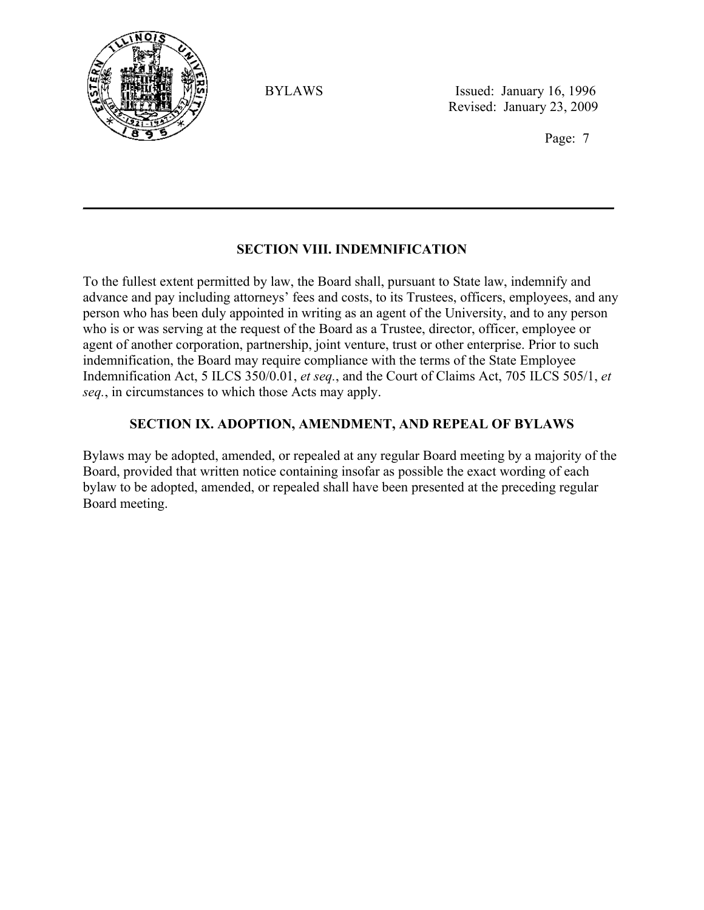## SECTION VIII. INDEMNIFICATION

To the fullest extent permitted by law, the Board shall, pursuant to State law, indemnify and advance and pay including attorneys' fees and costs, to its Trustees, officers, employees, and any person who has been duly appointed in writing as an agent of the University, and to any person who is or was serving at the request of the Board as a Trustee, director, officer, employee or agent of another corporation, partnership, joint venture, trust or other enterprise. Prior to such indemnification, the Board may require compliance with the terms of the State Employee Indemnification Act, 5 ILCS 350/0.01, *et seq.*, and the Court of Claims Act, 705 ILCS 505/1, *et seq.*, in circumstances to which those Acts may apply.

## SECTION IX. ADOPTION, AMENDMENT, AND REPEAL OF BYLAWS

Bylaws may be adopted, amended, or repealed at any regular Board meeting by a majority of the Board, provided that written notice containing insofar as possible the exact wording of each bylaw to be adopted, amended, or repealed shall have been presented at the preceding regular Board meeting.